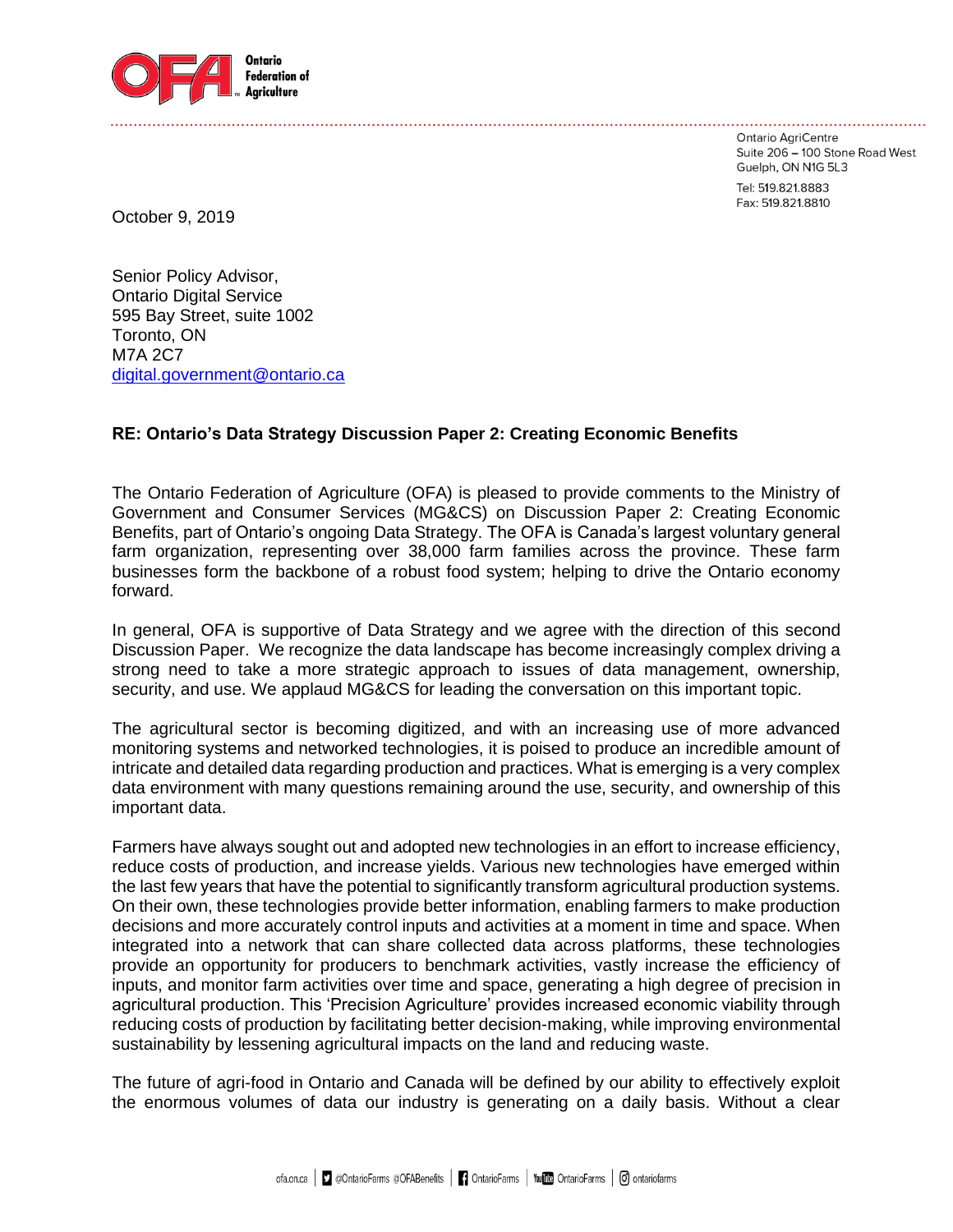Ontario Federation of Agriculture

Ontario AgriCentre
Suite 206 – 100 Stone Road West
Guelph, ON N1G 5L3

Tel: 519.821.8883
Fax: 519.821.8810

October 9, 2019

Senior Policy Advisor,
Ontario Digital Service
595 Bay Street, suite 1002
Toronto, ON
M7A 2C7
digital.government@ontario.ca

**RE: Ontario's Data Strategy Discussion Paper 2: Creating Economic Benefits**

The Ontario Federation of Agriculture (OFA) is pleased to provide comments to the Ministry of Government and Consumer Services (MG&CS) on Discussion Paper 2: Creating Economic Benefits, part of Ontario's ongoing Data Strategy. The OFA is Canada's largest voluntary general farm organization, representing over 38,000 farm families across the province. These farm businesses form the backbone of a robust food system; helping to drive the Ontario economy forward.

In general, OFA is supportive of Data Strategy and we agree with the direction of this second Discussion Paper. We recognize the data landscape has become increasingly complex driving a strong need to take a more strategic approach to issues of data management, ownership, security, and use. We applaud MG&CS for leading the conversation on this important topic.

The agricultural sector is becoming digitized, and with an increasing use of more advanced monitoring systems and networked technologies, it is poised to produce an incredible amount of intricate and detailed data regarding production and practices. What is emerging is a very complex data environment with many questions remaining around the use, security, and ownership of this important data.

Farmers have always sought out and adopted new technologies in an effort to increase efficiency, reduce costs of production, and increase yields. Various new technologies have emerged within the last few years that have the potential to significantly transform agricultural production systems. On their own, these technologies provide better information, enabling farmers to make production decisions and more accurately control inputs and activities at a moment in time and space. When integrated into a network that can share collected data across platforms, these technologies provide an opportunity for producers to benchmark activities, vastly increase the efficiency of inputs, and monitor farm activities over time and space, generating a high degree of precision in agricultural production. This 'Precision Agriculture' provides increased economic viability through reducing costs of production by facilitating better decision-making, while improving environmental sustainability by lessening agricultural impacts on the land and reducing waste.

The future of agri-food in Ontario and Canada will be defined by our ability to effectively exploit the enormous volumes of data our industry is generating on a daily basis. Without a clear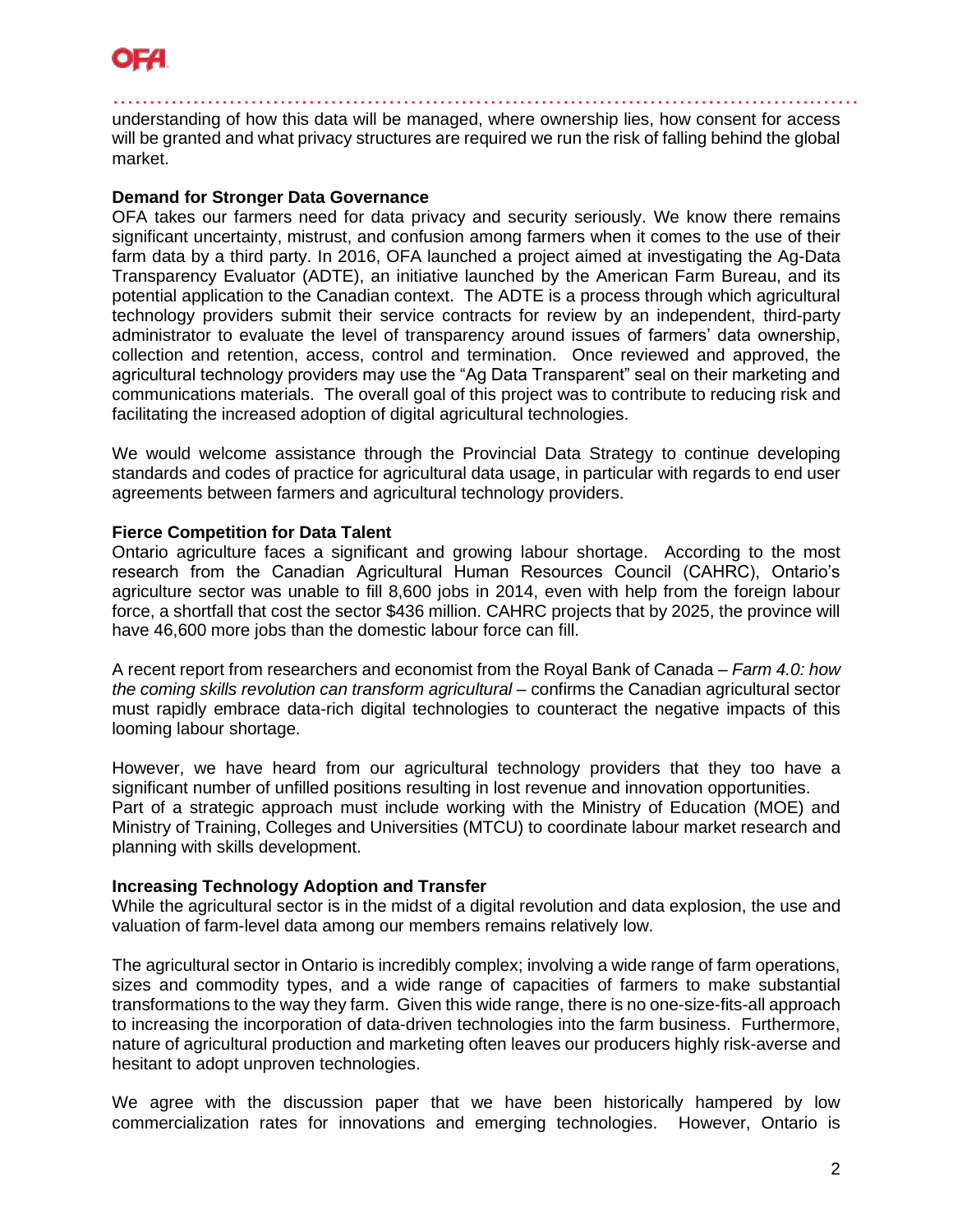understanding of how this data will be managed, where ownership lies, how consent for access will be granted and what privacy structures are required we run the risk of falling behind the global market.

**Demand for Stronger Data Governance**

OFA takes our farmers need for data privacy and security seriously. We know there remains significant uncertainty, mistrust, and confusion among farmers when it comes to the use of their farm data by a third party. In 2016, OFA launched a project aimed at investigating the Ag-Data Transparency Evaluator (ADTE), an initiative launched by the American Farm Bureau, and its potential application to the Canadian context. The ADTE is a process through which agricultural technology providers submit their service contracts for review by an independent, third-party administrator to evaluate the level of transparency around issues of farmers' data ownership, collection and retention, access, control and termination. Once reviewed and approved, the agricultural technology providers may use the "Ag Data Transparent" seal on their marketing and communications materials. The overall goal of this project was to contribute to reducing risk and facilitating the increased adoption of digital agricultural technologies.

We would welcome assistance through the Provincial Data Strategy to continue developing standards and codes of practice for agricultural data usage, in particular with regards to end user agreements between farmers and agricultural technology providers.

**Fierce Competition for Data Talent**

Ontario agriculture faces a significant and growing labour shortage. According to the most research from the Canadian Agricultural Human Resources Council (CAHRC), Ontario's agriculture sector was unable to fill 8,600 jobs in 2014, even with help from the foreign labour force, a shortfall that cost the sector $436 million. CAHRC projects that by 2025, the province will have 46,600 more jobs than the domestic labour force can fill.

A recent report from researchers and economist from the Royal Bank of Canada – *Farm 4.0: how the coming skills revolution can transform agricultural* – confirms the Canadian agricultural sector must rapidly embrace data-rich digital technologies to counteract the negative impacts of this looming labour shortage.

However, we have heard from our agricultural technology providers that they too have a significant number of unfilled positions resulting in lost revenue and innovation opportunities. Part of a strategic approach must include working with the Ministry of Education (MOE) and Ministry of Training, Colleges and Universities (MTCU) to coordinate labour market research and planning with skills development.

**Increasing Technology Adoption and Transfer**

While the agricultural sector is in the midst of a digital revolution and data explosion, the use and valuation of farm-level data among our members remains relatively low.

The agricultural sector in Ontario is incredibly complex; involving a wide range of farm operations, sizes and commodity types, and a wide range of capacities of farmers to make substantial transformations to the way they farm. Given this wide range, there is no one-size-fits-all approach to increasing the incorporation of data-driven technologies into the farm business. Furthermore, nature of agricultural production and marketing often leaves our producers highly risk-averse and hesitant to adopt unproven technologies.

We agree with the discussion paper that we have been historically hampered by low commercialization rates for innovations and emerging technologies. However, Ontario is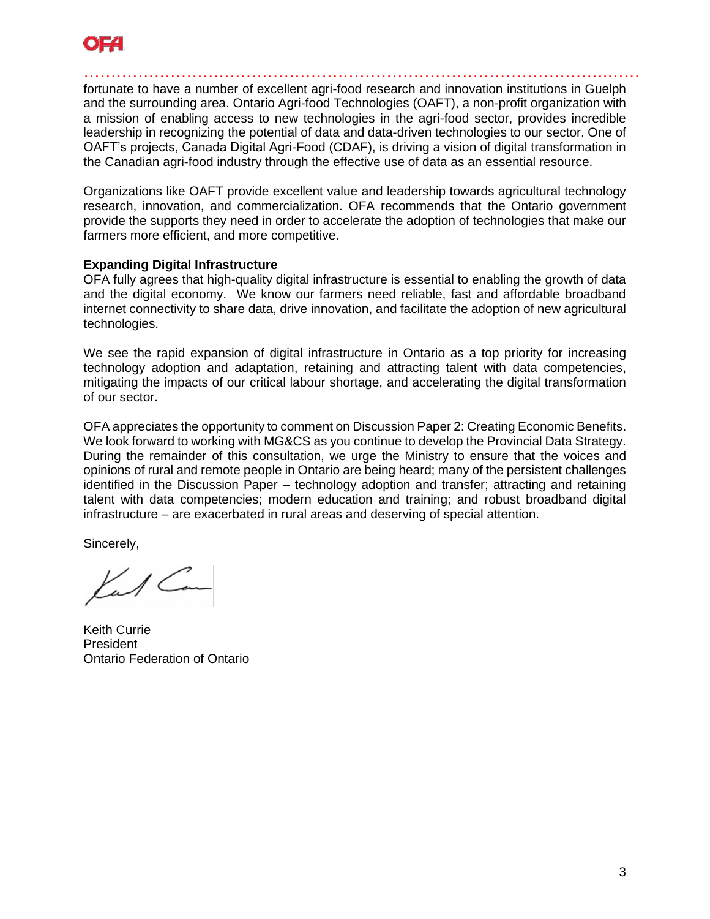fortunate to have a number of excellent agri-food research and innovation institutions in Guelph and the surrounding area. Ontario Agri-food Technologies (OAFT), a non-profit organization with a mission of enabling access to new technologies in the agri-food sector, provides incredible leadership in recognizing the potential of data and data-driven technologies to our sector. One of OAFT's projects, Canada Digital Agri-Food (CDAF), is driving a vision of digital transformation in the Canadian agri-food industry through the effective use of data as an essential resource.

Organizations like OAFT provide excellent value and leadership towards agricultural technology research, innovation, and commercialization. OFA recommends that the Ontario government provide the supports they need in order to accelerate the adoption of technologies that make our farmers more efficient, and more competitive.

**Expanding Digital Infrastructure**

OFA fully agrees that high-quality digital infrastructure is essential to enabling the growth of data and the digital economy. We know our farmers need reliable, fast and affordable broadband internet connectivity to share data, drive innovation, and facilitate the adoption of new agricultural technologies.

We see the rapid expansion of digital infrastructure in Ontario as a top priority for increasing technology adoption and adaptation, retaining and attracting talent with data competencies, mitigating the impacts of our critical labour shortage, and accelerating the digital transformation of our sector.

OFA appreciates the opportunity to comment on Discussion Paper 2: Creating Economic Benefits. We look forward to working with MG&CS as you continue to develop the Provincial Data Strategy. During the remainder of this consultation, we urge the Ministry to ensure that the voices and opinions of rural and remote people in Ontario are being heard; many of the persistent challenges identified in the Discussion Paper – technology adoption and transfer; attracting and retaining talent with data competencies; modern education and training; and robust broadband digital infrastructure – are exacerbated in rural areas and deserving of special attention.

Sincerely,

Keith Currie
President
Ontario Federation of Ontario